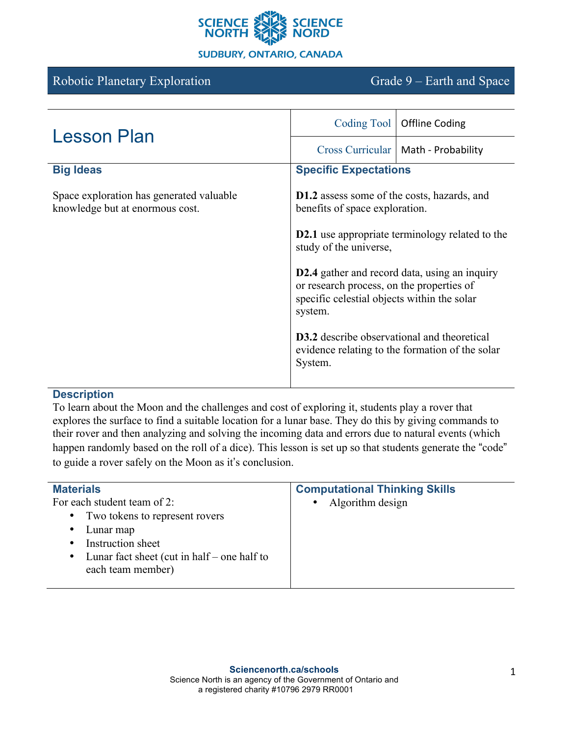SCIENCE NORTH SCIENCE NORD

SUDBURY, ONTARIO, CANADA

| Robotic Planetary Exploration | Grade 9 – Earth and Space |
|---|---|

# Lesson Plan

| | |
|---|---|
| Coding Tool | Offline Coding |
| Cross Curricular | Math - Probability |

## Big Ideas

Space exploration has generated valuable knowledge but at enormous cost.

## Specific Expectations

**D1.2** assess some of the costs, hazards, and benefits of space exploration.

**D2.1** use appropriate terminology related to the study of the universe,

**D2.4** gather and record data, using an inquiry or research process, on the properties of specific celestial objects within the solar system.

**D3.2** describe observational and theoretical evidence relating to the formation of the solar System.

## Description

To learn about the Moon and the challenges and cost of exploring it, students play a rover that explores the surface to find a suitable location for a lunar base. They do this by giving commands to their rover and then analyzing and solving the incoming data and errors due to natural events (which happen randomly based on the roll of a dice). This lesson is set up so that students generate the "code" to guide a rover safely on the Moon as it's conclusion.

## Materials

For each student team of 2:

- Two tokens to represent rovers
- Lunar map
- Instruction sheet
- Lunar fact sheet (cut in half – one half to each team member)

## Computational Thinking Skills

- Algorithm design

**Sciencenorth.ca/schools**
Science North is an agency of the Government of Ontario and a registered charity #10796 2979 RR0001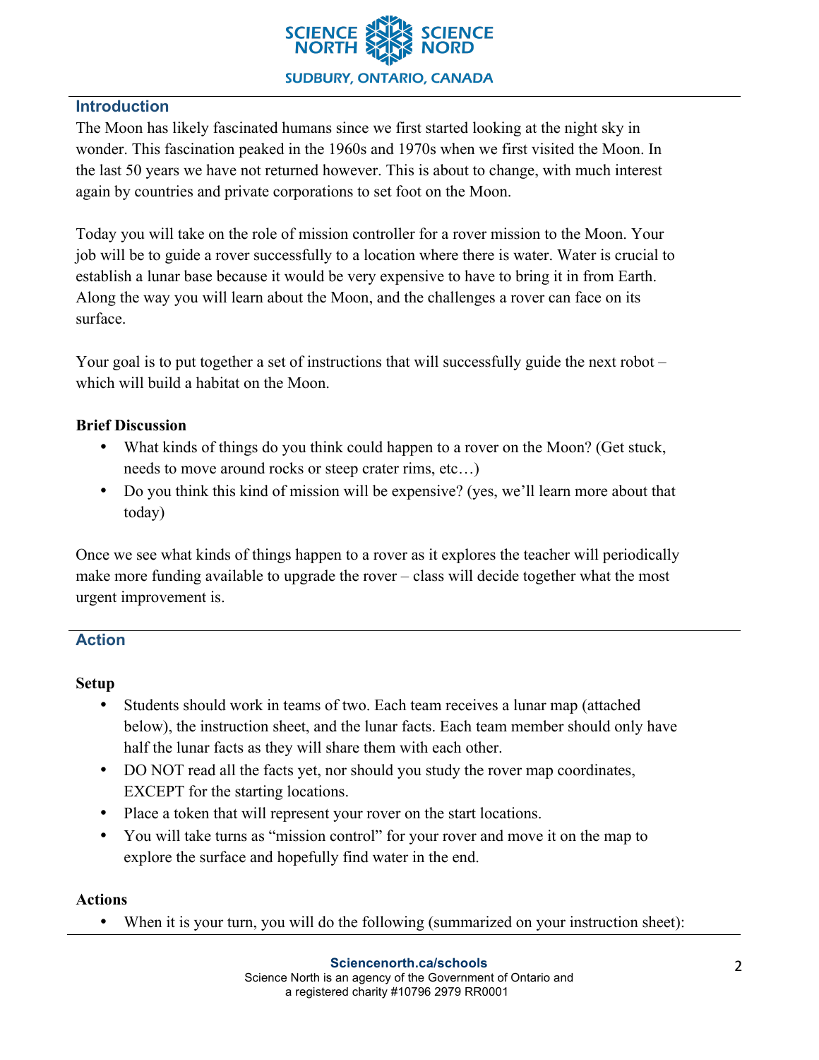## Introduction

The Moon has likely fascinated humans since we first started looking at the night sky in wonder. This fascination peaked in the 1960s and 1970s when we first visited the Moon. In the last 50 years we have not returned however. This is about to change, with much interest again by countries and private corporations to set foot on the Moon.

Today you will take on the role of mission controller for a rover mission to the Moon. Your job will be to guide a rover successfully to a location where there is water. Water is crucial to establish a lunar base because it would be very expensive to have to bring it in from Earth. Along the way you will learn about the Moon, and the challenges a rover can face on its surface.

Your goal is to put together a set of instructions that will successfully guide the next robot – which will build a habitat on the Moon.

### Brief Discussion

- What kinds of things do you think could happen to a rover on the Moon? (Get stuck, needs to move around rocks or steep crater rims, etc…)
- Do you think this kind of mission will be expensive? (yes, we'll learn more about that today)

Once we see what kinds of things happen to a rover as it explores the teacher will periodically make more funding available to upgrade the rover – class will decide together what the most urgent improvement is.

## Action

### Setup

- Students should work in teams of two. Each team receives a lunar map (attached below), the instruction sheet, and the lunar facts. Each team member should only have half the lunar facts as they will share them with each other.
- DO NOT read all the facts yet, nor should you study the rover map coordinates, EXCEPT for the starting locations.
- Place a token that will represent your rover on the start locations.
- You will take turns as "mission control" for your rover and move it on the map to explore the surface and hopefully find water in the end.

### Actions

- When it is your turn, you will do the following (summarized on your instruction sheet):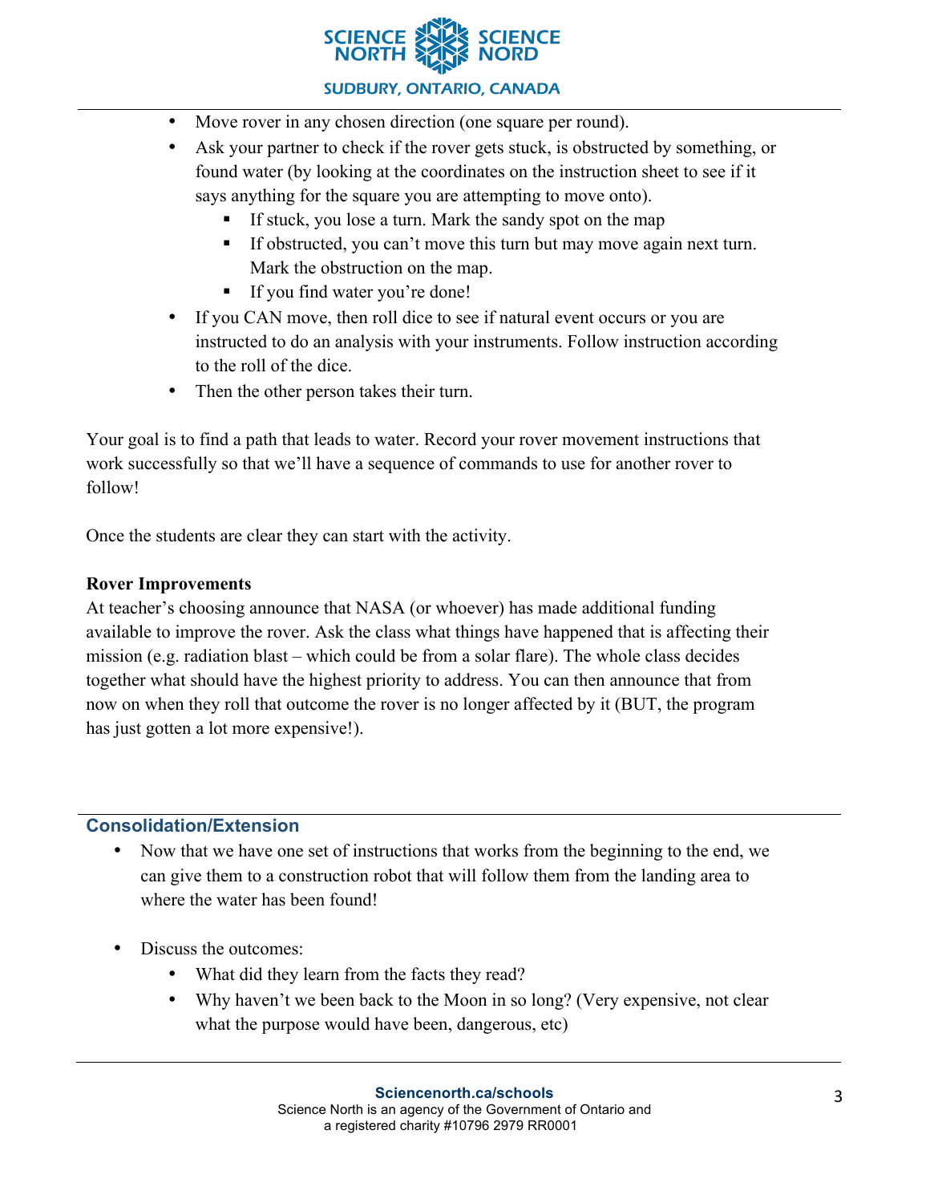- Move rover in any chosen direction (one square per round).
- Ask your partner to check if the rover gets stuck, is obstructed by something, or found water (by looking at the coordinates on the instruction sheet to see if it says anything for the square you are attempting to move onto).
    - If stuck, you lose a turn. Mark the sandy spot on the map
    - If obstructed, you can't move this turn but may move again next turn. Mark the obstruction on the map.
    - If you find water you're done!
- If you CAN move, then roll dice to see if natural event occurs or you are instructed to do an analysis with your instruments. Follow instruction according to the roll of the dice.
- Then the other person takes their turn.

Your goal is to find a path that leads to water. Record your rover movement instructions that work successfully so that we'll have a sequence of commands to use for another rover to follow!

Once the students are clear they can start with the activity.

**Rover Improvements**

At teacher's choosing announce that NASA (or whoever) has made additional funding available to improve the rover. Ask the class what things have happened that is affecting their mission (e.g. radiation blast – which could be from a solar flare). The whole class decides together what should have the highest priority to address. You can then announce that from now on when they roll that outcome the rover is no longer affected by it (BUT, the program has just gotten a lot more expensive!).

## Consolidation/Extension

- Now that we have one set of instructions that works from the beginning to the end, we can give them to a construction robot that will follow them from the landing area to where the water has been found!

- Discuss the outcomes:
    - What did they learn from the facts they read?
    - Why haven't we been back to the Moon in so long? (Very expensive, not clear what the purpose would have been, dangerous, etc)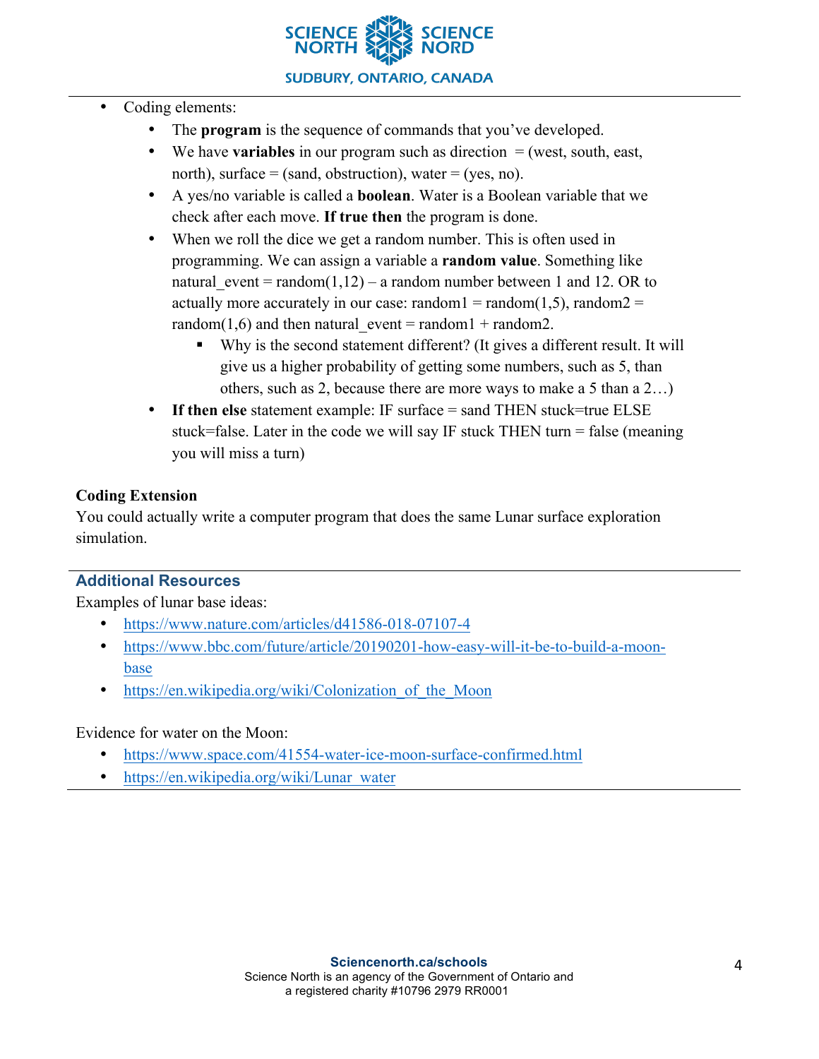- Coding elements:
  - The **program** is the sequence of commands that you've developed.
  - We have **variables** in our program such as direction = (west, south, east, north), surface = (sand, obstruction), water = (yes, no).
  - A yes/no variable is called a **boolean**. Water is a Boolean variable that we check after each move. **If true then** the program is done.
  - When we roll the dice we get a random number. This is often used in programming. We can assign a variable a **random value**. Something like natural_event = random(1,12) – a random number between 1 and 12. OR to actually more accurately in our case: random1 = random(1,5), random2 = random(1,6) and then natural_event = random1 + random2.
    - Why is the second statement different? (It gives a different result. It will give us a higher probability of getting some numbers, such as 5, than others, such as 2, because there are more ways to make a 5 than a 2…)
  - **If then else** statement example: IF surface = sand THEN stuck=true ELSE stuck=false. Later in the code we will say IF stuck THEN turn = false (meaning you will miss a turn)

**Coding Extension**

You could actually write a computer program that does the same Lunar surface exploration simulation.

## Additional Resources

Examples of lunar base ideas:

- https://www.nature.com/articles/d41586-018-07107-4
- https://www.bbc.com/future/article/20190201-how-easy-will-it-be-to-build-a-moon-base
- https://en.wikipedia.org/wiki/Colonization_of_the_Moon

Evidence for water on the Moon:

- https://www.space.com/41554-water-ice-moon-surface-confirmed.html
- https://en.wikipedia.org/wiki/Lunar_water